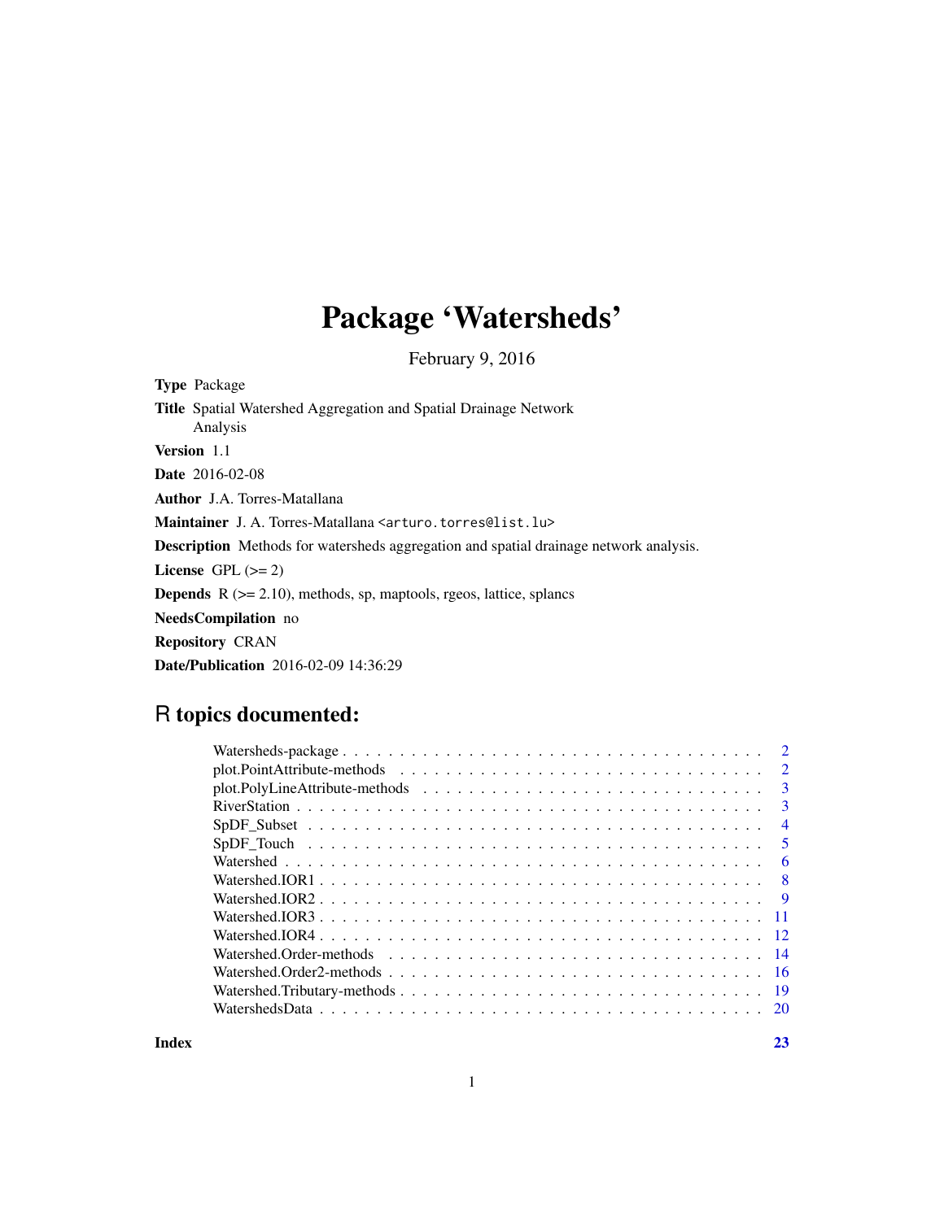# Package 'Watersheds'

February 9, 2016

**Type** Package

**Title** Spatial Watershed Aggregation and Spatial Drainage Network Analysis

**Version** 1.1

**Date** 2016-02-08

**Author** J.A. Torres-Matallana

**Maintainer** J. A. Torres-Matallana <arturo.torres@list.lu>

**Description** Methods for watersheds aggregation and spatial drainage network analysis.

**License** GPL (>= 2)

**Depends** R (>= 2.10), methods, sp, maptools, rgeos, lattice, splancs

**NeedsCompilation** no

**Repository** CRAN

**Date/Publication** 2016-02-09 14:36:29

## R topics documented:

| Topic | Page |
|---|---|
| Watersheds-package | 2 |
| plot.PointAttribute-methods | 2 |
| plot.PolyLineAttribute-methods | 3 |
| RiverStation | 3 |
| SpDF_Subset | 4 |
| SpDF_Touch | 5 |
| Watershed | 6 |
| Watershed.IOR1 | 8 |
| Watershed.IOR2 | 9 |
| Watershed.IOR3 | 11 |
| Watershed.IOR4 | 12 |
| Watershed.Order-methods | 14 |
| Watershed.Order2-methods | 16 |
| Watershed.Tributary-methods | 19 |
| WatershedsData | 20 |
| **Index** | **23** |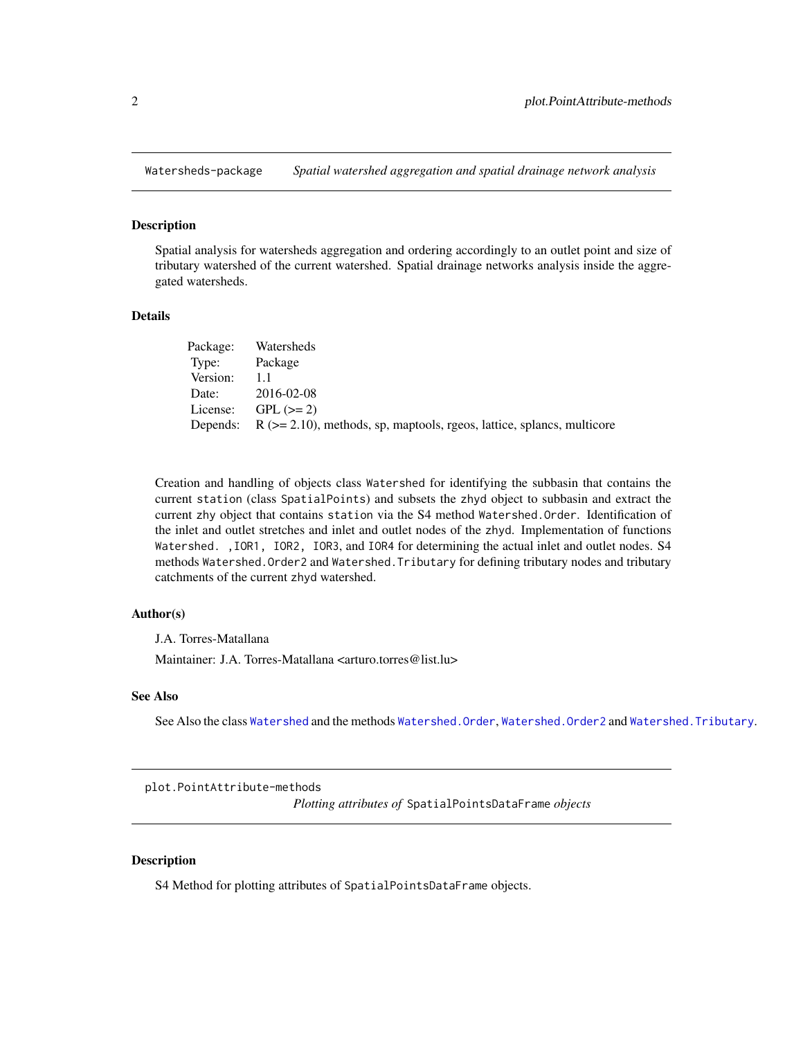## Watersheds-package *Spatial watershed aggregation and spatial drainage network analysis*

### Description

Spatial analysis for watersheds aggregation and ordering accordingly to an outlet point and size of tributary watershed of the current watershed. Spatial drainage networks analysis inside the aggregated watersheds.

### Details

| | |
|---|---|
| Package: | Watersheds |
| Type: | Package |
| Version: | 1.1 |
| Date: | 2016-02-08 |
| License: | GPL (>= 2) |
| Depends: | R (>= 2.10), methods, sp, maptools, rgeos, lattice, splancs, multicore |

Creation and handling of objects class `Watershed` for identifying the subbasin that contains the current `station` (class `SpatialPoints`) and subsets the `zhyd` object to subbasin and extract the current `zhy` object that contains `station` via the S4 method `Watershed.Order`. Identification of the inlet and outlet stretches and inlet and outlet nodes of the `zhyd`. Implementation of functions `Watershed. ,IOR1, IOR2, IOR3`, and `IOR4` for determining the actual inlet and outlet nodes. S4 methods `Watershed.Order2` and `Watershed.Tributary` for defining tributary nodes and tributary catchments of the current `zhyd` watershed.

### Author(s)

J.A. Torres-Matallana

Maintainer: J.A. Torres-Matallana <arturo.torres@list.lu>

### See Also

See Also the class `Watershed` and the methods `Watershed.Order`, `Watershed.Order2` and `Watershed.Tributary`.

## plot.PointAttribute-methods *Plotting attributes of* `SpatialPointsDataFrame` *objects*

### Description

S4 Method for plotting attributes of `SpatialPointsDataFrame` objects.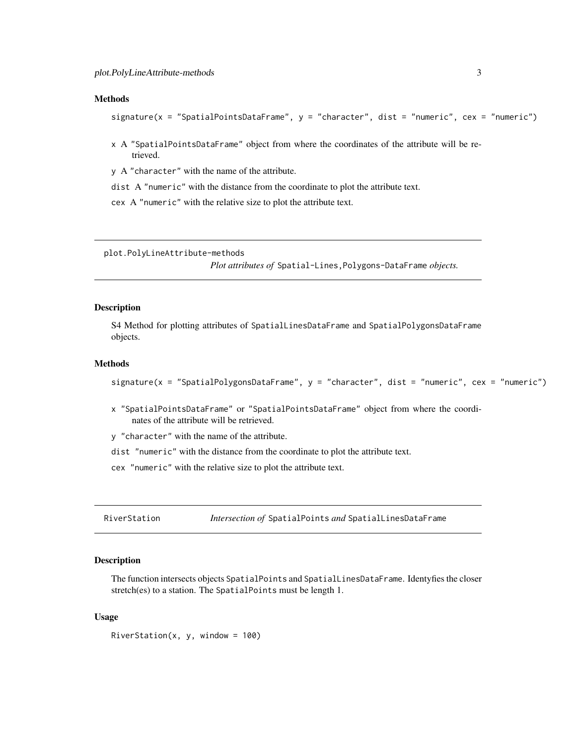### Methods

```
signature(x = "SpatialPointsDataFrame", y = "character", dist = "numeric", cex = "numeric")
```

- x A "SpatialPointsDataFrame" object from where the coordinates of the attribute will be retrieved.
- y A "character" with the name of the attribute.
- dist A "numeric" with the distance from the coordinate to plot the attribute text.
- cex A "numeric" with the relative size to plot the attribute text.

---

## plot.PolyLineAttribute-methods

*Plot attributes of* Spatial-Lines,Polygons-DataFrame *objects.*

### Description

S4 Method for plotting attributes of SpatialLinesDataFrame and SpatialPolygonsDataFrame objects.

### Methods

```
signature(x = "SpatialPolygonsDataFrame", y = "character", dist = "numeric", cex = "numeric")
```

- x "SpatialPointsDataFrame" or "SpatialPointsDataFrame" object from where the coordinates of the attribute will be retrieved.
- y "character" with the name of the attribute.
- dist "numeric" with the distance from the coordinate to plot the attribute text.
- cex "numeric" with the relative size to plot the attribute text.

---

## RiverStation

*Intersection of* SpatialPoints *and* SpatialLinesDataFrame

### Description

The function intersects objects SpatialPoints and SpatialLinesDataFrame. Identyfies the closer stretch(es) to a station. The SpatialPoints must be length 1.

### Usage

```
RiverStation(x, y, window = 100)
```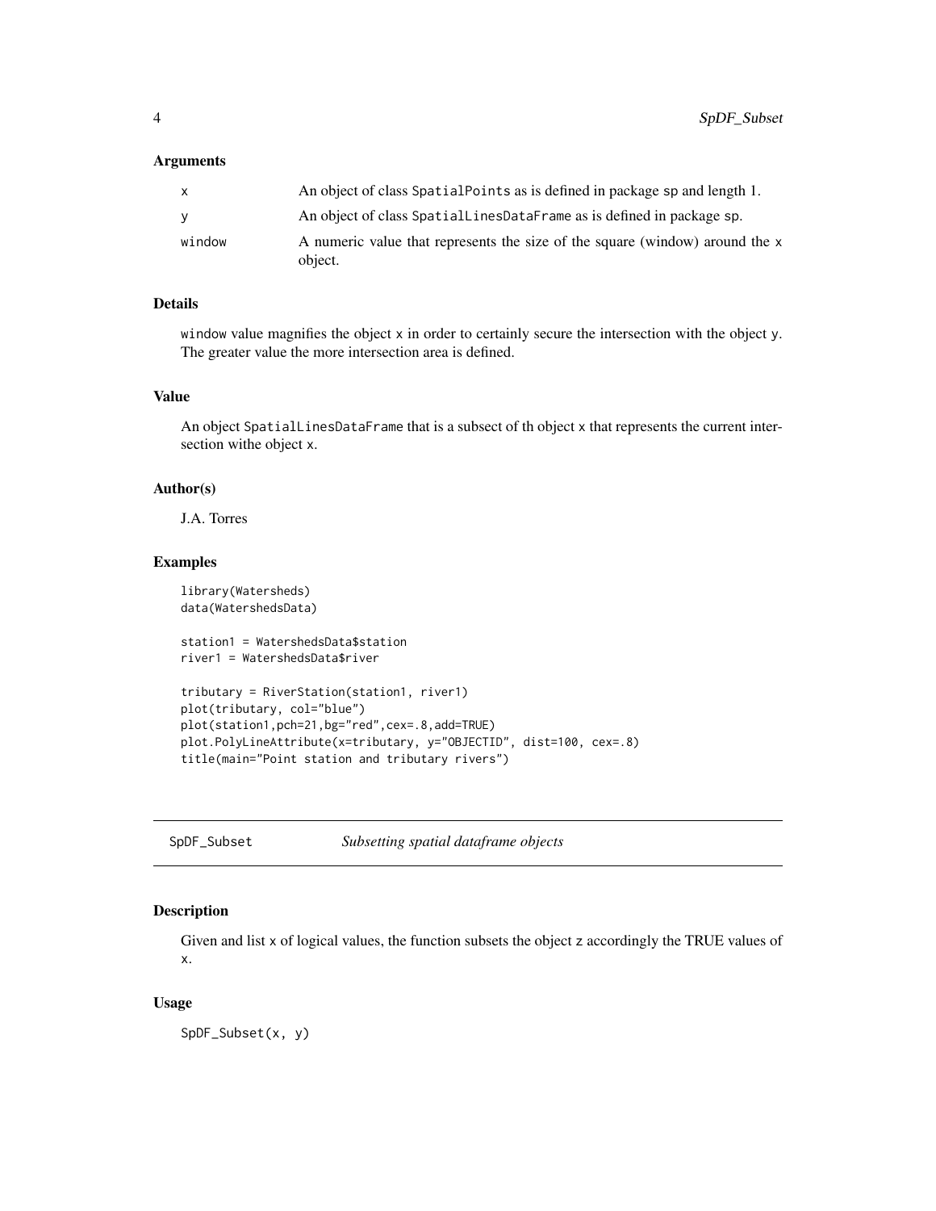### Arguments

| | |
|---|---|
| x | An object of class SpatialPoints as is defined in package sp and length 1. |
| y | An object of class SpatialLinesDataFrame as is defined in package sp. |
| window | A numeric value that represents the size of the square (window) around the x object. |

### Details

window value magnifies the object x in order to certainly secure the intersection with the object y. The greater value the more intersection area is defined.

### Value

An object SpatialLinesDataFrame that is a subsect of th object x that represents the current intersection withe object x.

### Author(s)

J.A. Torres

### Examples

```
library(Watersheds)
data(WatershedsData)

station1 = WatershedsData$station
river1 = WatershedsData$river

tributary = RiverStation(station1, river1)
plot(tributary, col="blue")
plot(station1,pch=21,bg="red",cex=.8,add=TRUE)
plot.PolyLineAttribute(x=tributary, y="OBJECTID", dist=100, cex=.8)
title(main="Point station and tributary rivers")
```

---

## SpDF_Subset *Subsetting spatial dataframe objects*

---

### Description

Given and list x of logical values, the function subsets the object z accordingly the TRUE values of x.

### Usage

```
SpDF_Subset(x, y)
```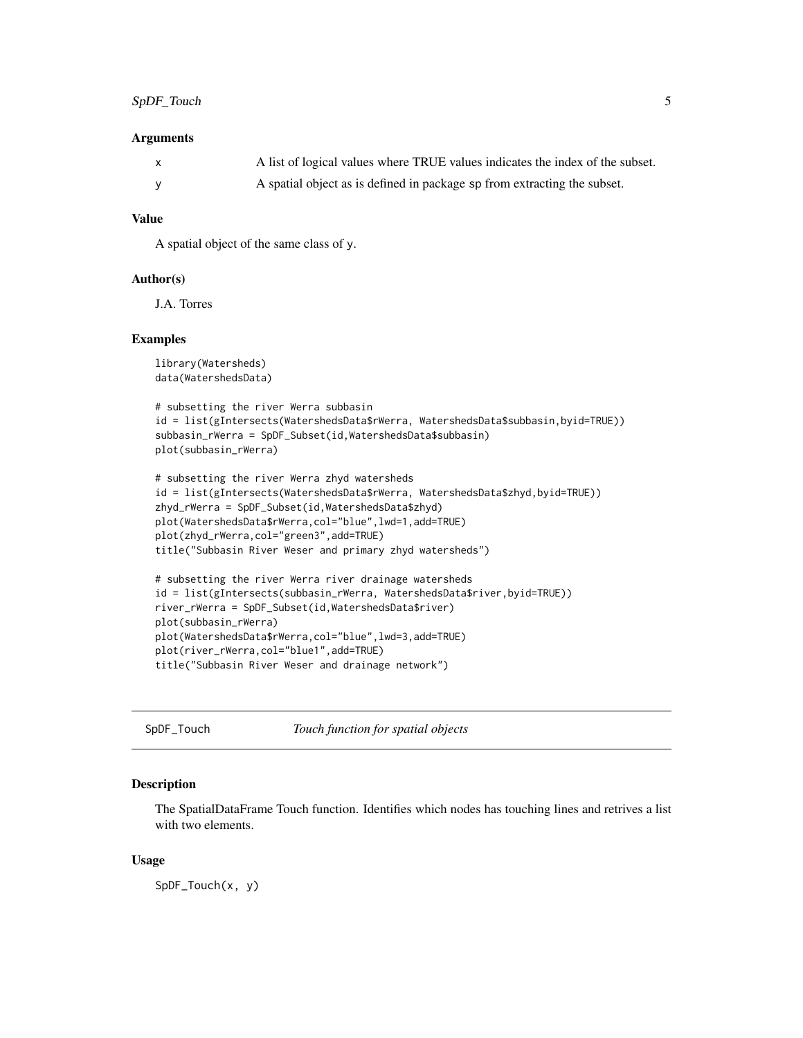### Arguments

| | |
|---|---|
| x | A list of logical values where TRUE values indicates the index of the subset. |
| y | A spatial object as is defined in package sp from extracting the subset. |

### Value

A spatial object of the same class of y.

### Author(s)

J.A. Torres

### Examples

```
library(Watersheds)
data(WatershedsData)

# subsetting the river Werra subbasin
id = list(gIntersects(WatershedsData$rWerra, WatershedsData$subbasin,byid=TRUE))
subbasin_rWerra = SpDF_Subset(id,WatershedsData$subbasin)
plot(subbasin_rWerra)

# subsetting the river Werra zhyd watersheds
id = list(gIntersects(WatershedsData$rWerra, WatershedsData$zhyd,byid=TRUE))
zhyd_rWerra = SpDF_Subset(id,WatershedsData$zhyd)
plot(WatershedsData$rWerra,col="blue",lwd=1,add=TRUE)
plot(zhyd_rWerra,col="green3",add=TRUE)
title("Subbasin River Weser and primary zhyd watersheds")

# subsetting the river Werra river drainage watersheds
id = list(gIntersects(subbasin_rWerra, WatershedsData$river,byid=TRUE))
river_rWerra = SpDF_Subset(id,WatershedsData$river)
plot(subbasin_rWerra)
plot(WatershedsData$rWerra,col="blue",lwd=3,add=TRUE)
plot(river_rWerra,col="blue1",add=TRUE)
title("Subbasin River Weser and drainage network")
```

---

## SpDF_Touch — *Touch function for spatial objects*

---

### Description

The SpatialDataFrame Touch function. Identifies which nodes has touching lines and retrives a list with two elements.

### Usage

```
SpDF_Touch(x, y)
```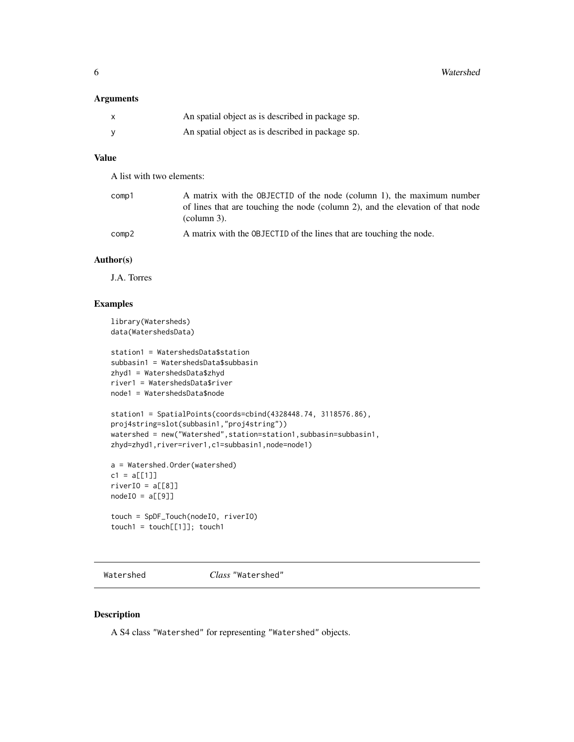### Arguments

| | |
|---|---|
| x | An spatial object as is described in package sp. |
| y | An spatial object as is described in package sp. |

### Value

A list with two elements:

| | |
|---|---|
| comp1 | A matrix with the OBJECTID of the node (column 1), the maximum number of lines that are touching the node (column 2), and the elevation of that node (column 3). |
| comp2 | A matrix with the OBJECTID of the lines that are touching the node. |

### Author(s)

J.A. Torres

### Examples

```
library(Watersheds)
data(WatershedsData)

station1 = WatershedsData$station
subbasin1 = WatershedsData$subbasin
zhyd1 = WatershedsData$zhyd
river1 = WatershedsData$river
node1 = WatershedsData$node

station1 = SpatialPoints(coords=cbind(4328448.74, 3118576.86),
proj4string=slot(subbasin1,"proj4string"))
watershed = new("Watershed",station=station1,subbasin=subbasin1,
zhyd=zhyd1,river=river1,c1=subbasin1,node=node1)

a = Watershed.Order(watershed)
c1 = a[[1]]
riverIO = a[[8]]
nodeIO = a[[9]]

touch = SpDF_Touch(nodeIO, riverIO)
touch1 = touch[[1]]; touch1
```

---

## Watershed &nbsp;&nbsp;&nbsp;&nbsp;&nbsp; *Class* "Watershed"

---

### Description

A S4 class "Watershed" for representing "Watershed" objects.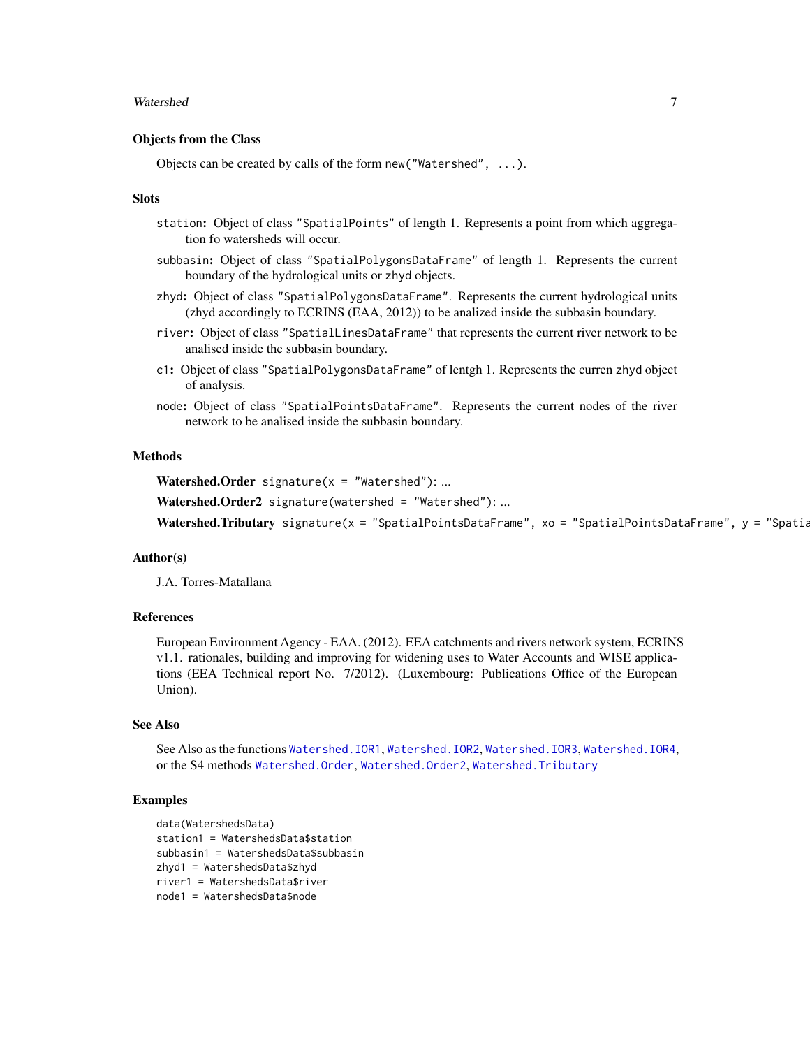### Objects from the Class

Objects can be created by calls of the form `new("Watershed", ...)`.

### Slots

`station`: Object of class `"SpatialPoints"` of length 1. Represents a point from which aggregation fo watersheds will occur.

`subbasin`: Object of class `"SpatialPolygonsDataFrame"` of length 1. Represents the current boundary of the hydrological units or zhyd objects.

`zhyd`: Object of class `"SpatialPolygonsDataFrame"`. Represents the current hydrological units (zhyd accordingly to ECRINS (EAA, 2012)) to be analized inside the subbasin boundary.

`river`: Object of class `"SpatialLinesDataFrame"` that represents the current river network to be analised inside the subbasin boundary.

`c1`: Object of class `"SpatialPolygonsDataFrame"` of lentgh 1. Represents the curren zhyd object of analysis.

`node`: Object of class `"SpatialPointsDataFrame"`. Represents the current nodes of the river network to be analised inside the subbasin boundary.

### Methods

**Watershed.Order** `signature(x = "Watershed")`: ...

**Watershed.Order2** `signature(watershed = "Watershed")`: ...

**Watershed.Tributary** `signature(x = "SpatialPointsDataFrame", xo = "SpatialPointsDataFrame", y = "Spatia`

### Author(s)

J.A. Torres-Matallana

### References

European Environment Agency - EAA. (2012). EEA catchments and rivers network system, ECRINS v1.1. rationales, building and improving for widening uses to Water Accounts and WISE applications (EEA Technical report No. 7/2012). (Luxembourg: Publications Office of the European Union).

### See Also

See Also as the functions `Watershed.IOR1`, `Watershed.IOR2`, `Watershed.IOR3`, `Watershed.IOR4`, or the S4 methods `Watershed.Order`, `Watershed.Order2`, `Watershed.Tributary`

### Examples

```
data(WatershedsData)
station1 = WatershedsData$station
subbasin1 = WatershedsData$subbasin
zhyd1 = WatershedsData$zhyd
river1 = WatershedsData$river
node1 = WatershedsData$node
```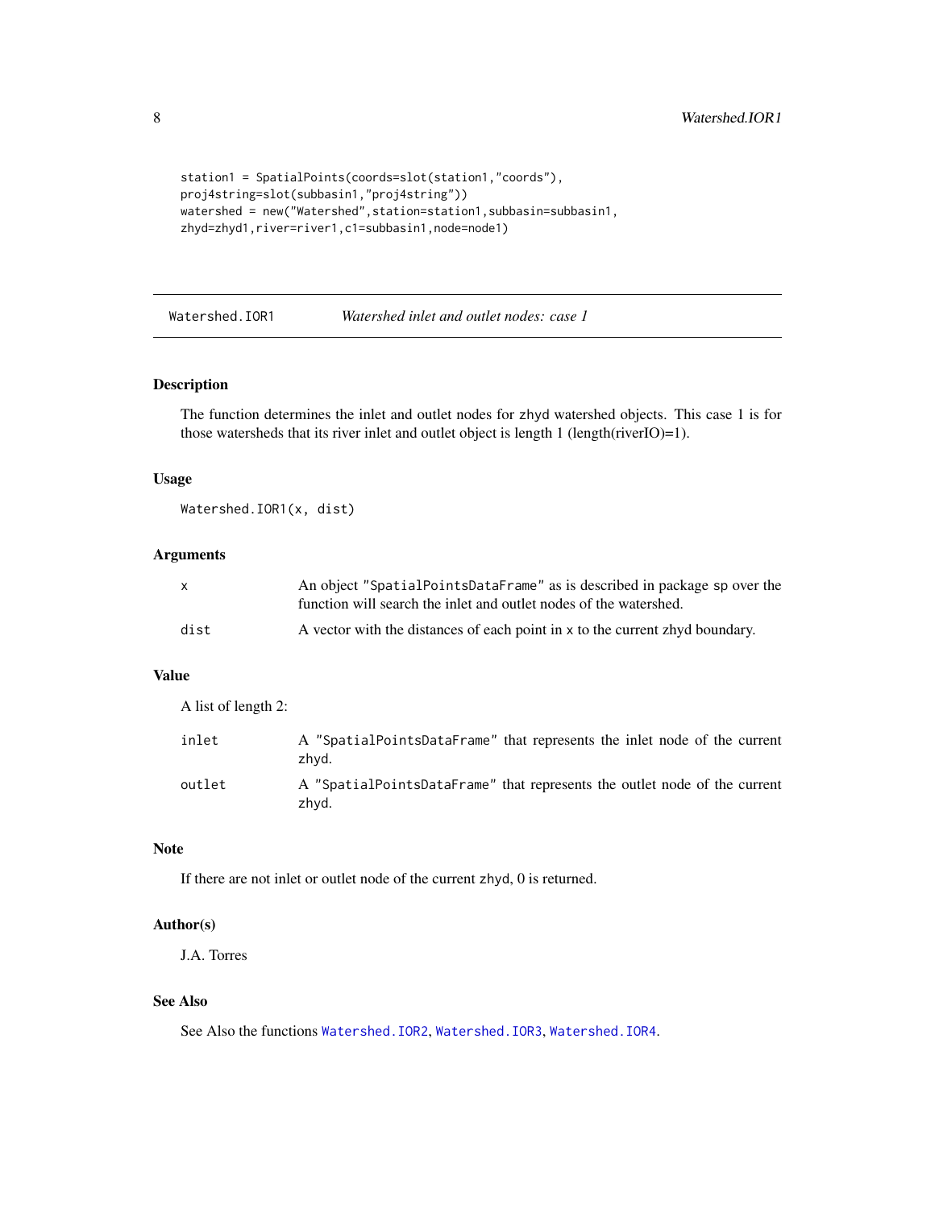```
station1 = SpatialPoints(coords=slot(station1,"coords"),
proj4string=slot(subbasin1,"proj4string"))
watershed = new("Watershed",station=station1,subbasin=subbasin1,
zhyd=zhyd1,river=river1,c1=subbasin1,node=node1)
```

---

## Watershed.IOR1 — *Watershed inlet and outlet nodes: case 1*

---

### Description

The function determines the inlet and outlet nodes for zhyd watershed objects. This case 1 is for those watersheds that its river inlet and outlet object is length 1 (length(riverIO)=1).

### Usage

```
Watershed.IOR1(x, dist)
```

### Arguments

| | |
|---|---|
| `x` | An object `"SpatialPointsDataFrame"` as is described in package `sp` over the function will search the inlet and outlet nodes of the watershed. |
| `dist` | A vector with the distances of each point in `x` to the current zhyd boundary. |

### Value

A list of length 2:

| | |
|---|---|
| `inlet` | A `"SpatialPointsDataFrame"` that represents the inlet node of the current `zhyd`. |
| `outlet` | A `"SpatialPointsDataFrame"` that represents the outlet node of the current `zhyd`. |

### Note

If there are not inlet or outlet node of the current `zhyd`, 0 is returned.

### Author(s)

J.A. Torres

### See Also

See Also the functions `Watershed.IOR2`, `Watershed.IOR3`, `Watershed.IOR4`.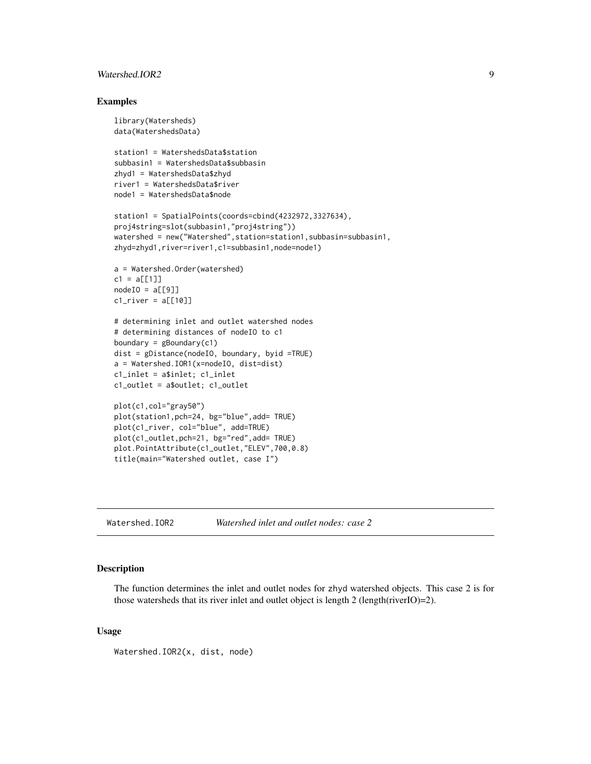## Examples

```
library(Watersheds)
data(WatershedsData)

station1 = WatershedsData$station
subbasin1 = WatershedsData$subbasin
zhyd1 = WatershedsData$zhyd
river1 = WatershedsData$river
node1 = WatershedsData$node

station1 = SpatialPoints(coords=cbind(4232972,3327634),
proj4string=slot(subbasin1,"proj4string"))
watershed = new("Watershed",station=station1,subbasin=subbasin1,
zhyd=zhyd1,river=river1,c1=subbasin1,node=node1)

a = Watershed.Order(watershed)
c1 = a[[1]]
nodeIO = a[[9]]
c1_river = a[[10]]

# determining inlet and outlet watershed nodes
# determining distances of nodeIO to c1
boundary = gBoundary(c1)
dist = gDistance(nodeIO, boundary, byid =TRUE)
a = Watershed.IOR1(x=nodeIO, dist=dist)
c1_inlet = a$inlet; c1_inlet
c1_outlet = a$outlet; c1_outlet

plot(c1,col="gray50")
plot(station1,pch=24, bg="blue",add= TRUE)
plot(c1_river, col="blue", add=TRUE)
plot(c1_outlet,pch=21, bg="red",add= TRUE)
plot.PointAttribute(c1_outlet,"ELEV",700,0.8)
title(main="Watershed outlet, case I")
```

---

# Watershed.IOR2 — *Watershed inlet and outlet nodes: case 2*

## Description

The function determines the inlet and outlet nodes for zhyd watershed objects. This case 2 is for those watersheds that its river inlet and outlet object is length 2 (length(riverIO)=2).

## Usage

```
Watershed.IOR2(x, dist, node)
```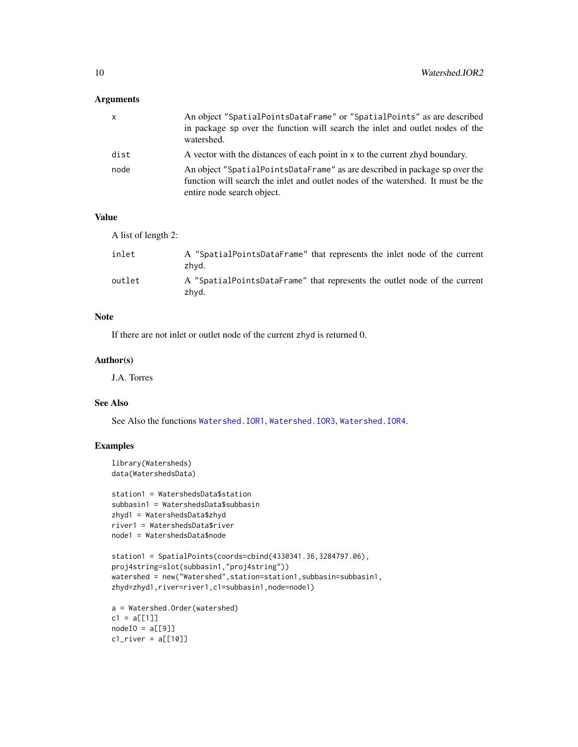### Arguments

| | |
|---|---|
| x | An object "SpatialPointsDataFrame" or "SpatialPoints" as are described in package sp over the function will search the inlet and outlet nodes of the watershed. |
| dist | A vector with the distances of each point in x to the current zhyd boundary. |
| node | An object "SpatialPointsDataFrame" as are described in package sp over the function will search the inlet and outlet nodes of the watershed. It must be the entire node search object. |

### Value

A list of length 2:

| | |
|---|---|
| inlet | A "SpatialPointsDataFrame" that represents the inlet node of the current zhyd. |
| outlet | A "SpatialPointsDataFrame" that represents the outlet node of the current zhyd. |

### Note

If there are not inlet or outlet node of the current zhyd is returned 0.

### Author(s)

J.A. Torres

### See Also

See Also the functions Watershed.IOR1, Watershed.IOR3, Watershed.IOR4.

### Examples

```
library(Watersheds)
data(WatershedsData)

station1 = WatershedsData$station
subbasin1 = WatershedsData$subbasin
zhyd1 = WatershedsData$zhyd
river1 = WatershedsData$river
node1 = WatershedsData$node

station1 = SpatialPoints(coords=cbind(4330341.36,3284797.06),
proj4string=slot(subbasin1,"proj4string"))
watershed = new("Watershed",station=station1,subbasin=subbasin1,
zhyd=zhyd1,river=river1,c1=subbasin1,node=node1)

a = Watershed.Order(watershed)
c1 = a[[1]]
nodeIO = a[[9]]
c1_river = a[[10]]
```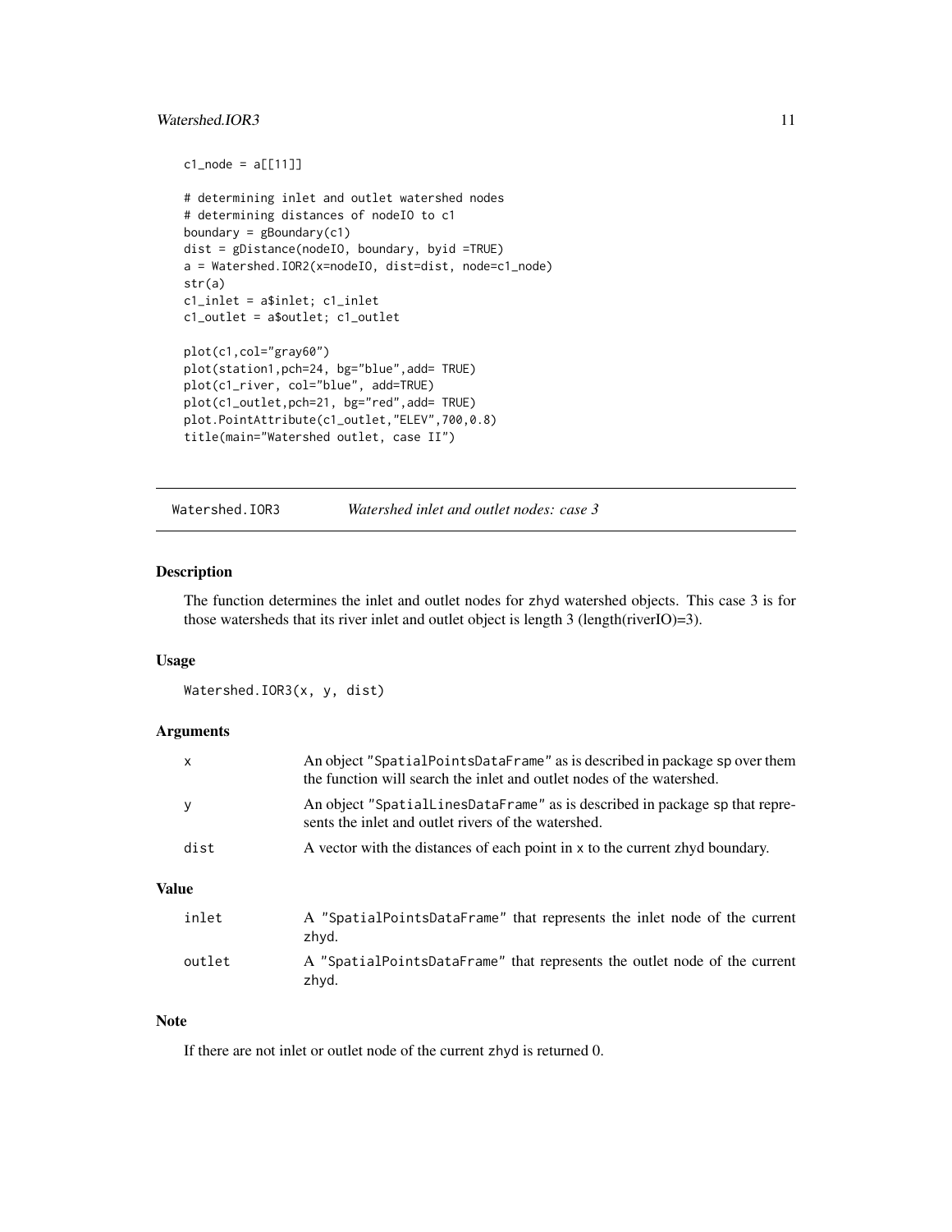```
c1_node = a[[11]]

# determining inlet and outlet watershed nodes
# determining distances of nodeIO to c1
boundary = gBoundary(c1)
dist = gDistance(nodeIO, boundary, byid =TRUE)
a = Watershed.IOR2(x=nodeIO, dist=dist, node=c1_node)
str(a)
c1_inlet = a$inlet; c1_inlet
c1_outlet = a$outlet; c1_outlet

plot(c1,col="gray60")
plot(station1,pch=24, bg="blue",add= TRUE)
plot(c1_river, col="blue", add=TRUE)
plot(c1_outlet,pch=21, bg="red",add= TRUE)
plot.PointAttribute(c1_outlet,"ELEV",700,0.8)
title(main="Watershed outlet, case II")
```

---

## Watershed.IOR3 — *Watershed inlet and outlet nodes: case 3*

### Description

The function determines the inlet and outlet nodes for zhyd watershed objects. This case 3 is for those watersheds that its river inlet and outlet object is length 3 (length(riverIO)=3).

### Usage

```
Watershed.IOR3(x, y, dist)
```

### Arguments

| | |
|---|---|
| `x` | An object "SpatialPointsDataFrame" as is described in package sp over them the function will search the inlet and outlet nodes of the watershed. |
| `y` | An object "SpatialLinesDataFrame" as is described in package sp that represents the inlet and outlet rivers of the watershed. |
| `dist` | A vector with the distances of each point in x to the current zhyd boundary. |

### Value

| | |
|---|---|
| `inlet` | A "SpatialPointsDataFrame" that represents the inlet node of the current zhyd. |
| `outlet` | A "SpatialPointsDataFrame" that represents the outlet node of the current zhyd. |

### Note

If there are not inlet or outlet node of the current zhyd is returned 0.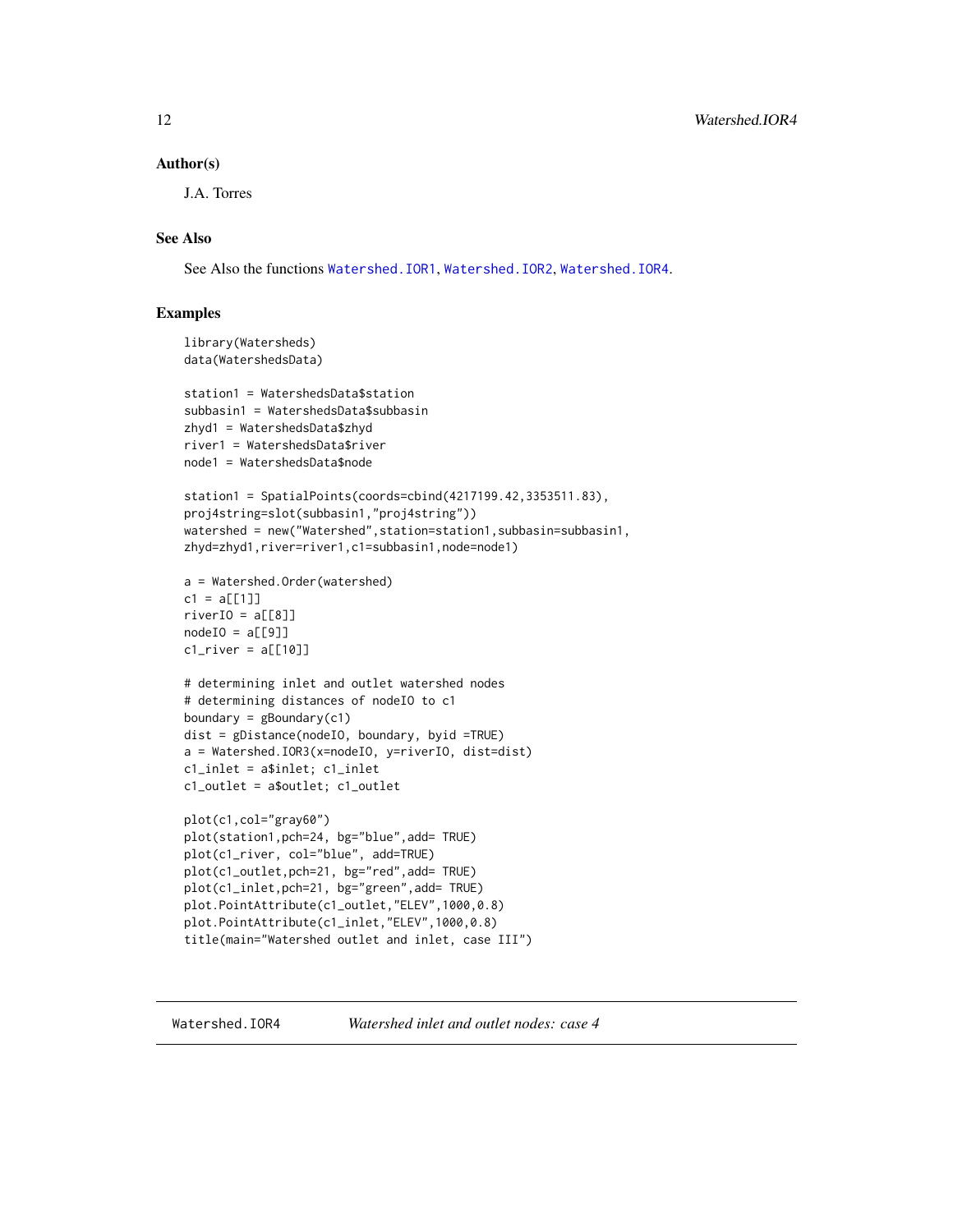### Author(s)

J.A. Torres

### See Also

See Also the functions Watershed.IOR1, Watershed.IOR2, Watershed.IOR4.

### Examples

```
library(Watersheds)
data(WatershedsData)

station1 = WatershedsData$station
subbasin1 = WatershedsData$subbasin
zhyd1 = WatershedsData$zhyd
river1 = WatershedsData$river
node1 = WatershedsData$node

station1 = SpatialPoints(coords=cbind(4217199.42,3353511.83),
proj4string=slot(subbasin1,"proj4string"))
watershed = new("Watershed",station=station1,subbasin=subbasin1,
zhyd=zhyd1,river=river1,c1=subbasin1,node=node1)

a = Watershed.Order(watershed)
c1 = a[[1]]
riverIO = a[[8]]
nodeIO = a[[9]]
c1_river = a[[10]]

# determining inlet and outlet watershed nodes
# determining distances of nodeIO to c1
boundary = gBoundary(c1)
dist = gDistance(nodeIO, boundary, byid =TRUE)
a = Watershed.IOR3(x=nodeIO, y=riverIO, dist=dist)
c1_inlet = a$inlet; c1_inlet
c1_outlet = a$outlet; c1_outlet

plot(c1,col="gray60")
plot(station1,pch=24, bg="blue",add= TRUE)
plot(c1_river, col="blue", add=TRUE)
plot(c1_outlet,pch=21, bg="red",add= TRUE)
plot(c1_inlet,pch=21, bg="green",add= TRUE)
plot.PointAttribute(c1_outlet,"ELEV",1000,0.8)
plot.PointAttribute(c1_inlet,"ELEV",1000,0.8)
title(main="Watershed outlet and inlet, case III")
```

---

## Watershed.IOR4 — *Watershed inlet and outlet nodes: case 4*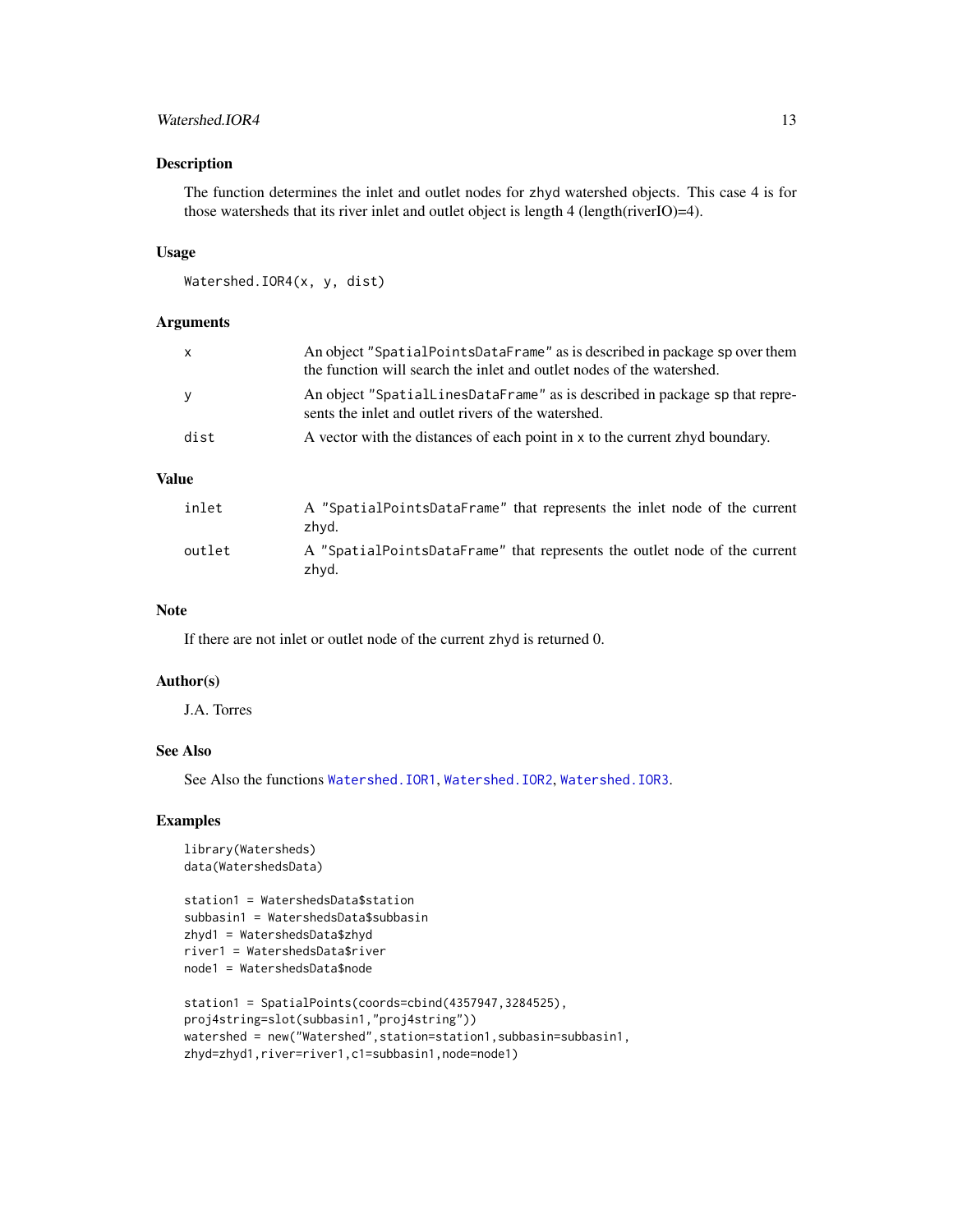## Description

The function determines the inlet and outlet nodes for zhyd watershed objects. This case 4 is for those watersheds that its river inlet and outlet object is length 4 (length(riverIO)=4).

## Usage

```
Watershed.IOR4(x, y, dist)
```

## Arguments

| | |
|---|---|
| `x` | An object `"SpatialPointsDataFrame"` as is described in package sp over them the function will search the inlet and outlet nodes of the watershed. |
| `y` | An object `"SpatialLinesDataFrame"` as is described in package sp that represents the inlet and outlet rivers of the watershed. |
| `dist` | A vector with the distances of each point in x to the current zhyd boundary. |

## Value

| | |
|---|---|
| `inlet` | A `"SpatialPointsDataFrame"` that represents the inlet node of the current zhyd. |
| `outlet` | A `"SpatialPointsDataFrame"` that represents the outlet node of the current zhyd. |

## Note

If there are not inlet or outlet node of the current zhyd is returned 0.

## Author(s)

J.A. Torres

## See Also

See Also the functions `Watershed.IOR1`, `Watershed.IOR2`, `Watershed.IOR3`.

## Examples

```
library(Watersheds)
data(WatershedsData)

station1 = WatershedsData$station
subbasin1 = WatershedsData$subbasin
zhyd1 = WatershedsData$zhyd
river1 = WatershedsData$river
node1 = WatershedsData$node

station1 = SpatialPoints(coords=cbind(4357947,3284525),
proj4string=slot(subbasin1,"proj4string"))
watershed = new("Watershed",station=station1,subbasin=subbasin1,
zhyd=zhyd1,river=river1,c1=subbasin1,node=node1)
```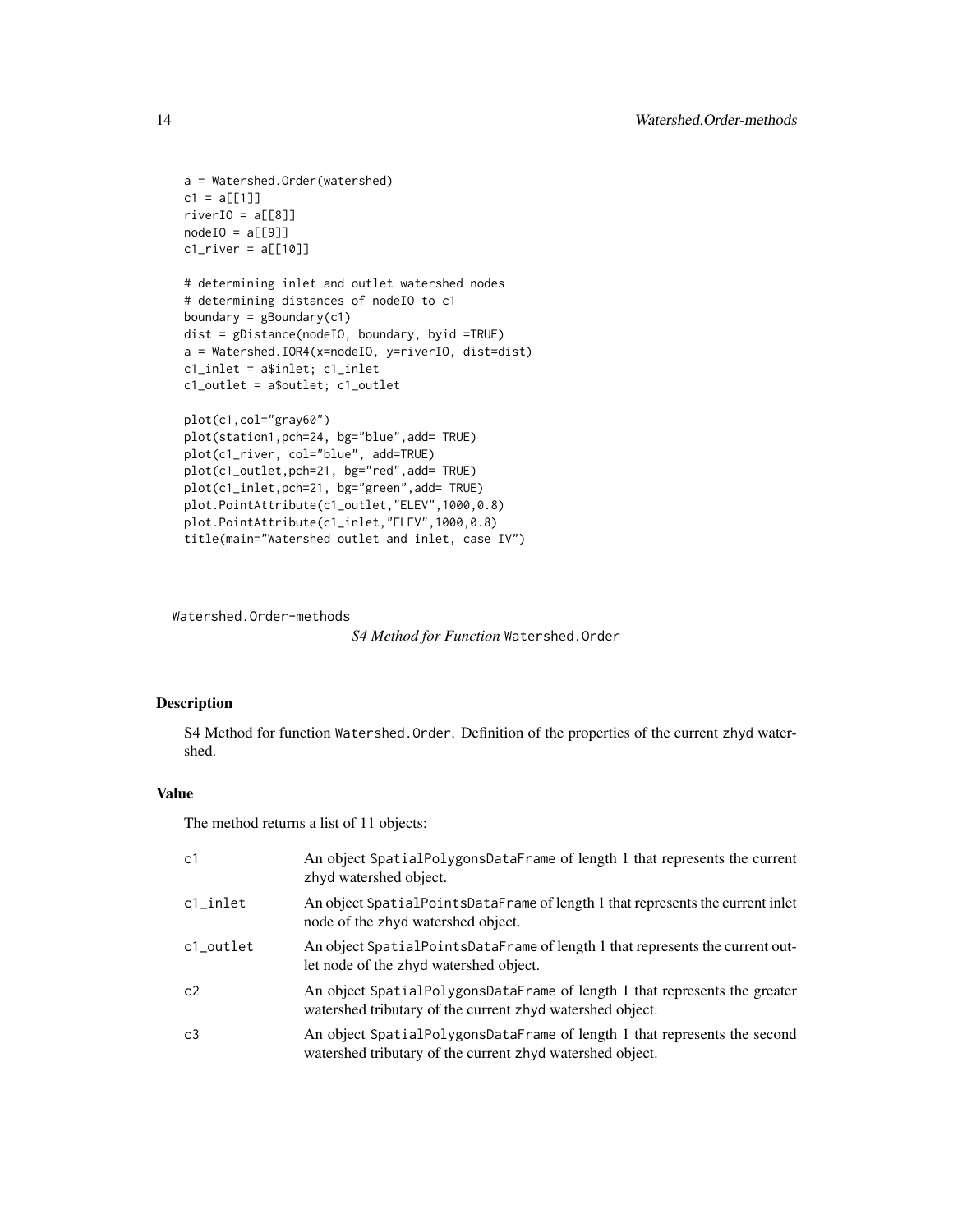```
a = Watershed.Order(watershed)
c1 = a[[1]]
riverIO = a[[8]]
nodeIO = a[[9]]
c1_river = a[[10]]

# determining inlet and outlet watershed nodes
# determining distances of nodeIO to c1
boundary = gBoundary(c1)
dist = gDistance(nodeIO, boundary, byid =TRUE)
a = Watershed.IOR4(x=nodeIO, y=riverIO, dist=dist)
c1_inlet = a$inlet; c1_inlet
c1_outlet = a$outlet; c1_outlet

plot(c1,col="gray60")
plot(station1,pch=24, bg="blue",add= TRUE)
plot(c1_river, col="blue", add=TRUE)
plot(c1_outlet,pch=21, bg="red",add= TRUE)
plot(c1_inlet,pch=21, bg="green",add= TRUE)
plot.PointAttribute(c1_outlet,"ELEV",1000,0.8)
plot.PointAttribute(c1_inlet,"ELEV",1000,0.8)
title(main="Watershed outlet and inlet, case IV")
```

---

## Watershed.Order-methods — *S4 Method for Function* Watershed.Order

### Description

S4 Method for function Watershed.Order. Definition of the properties of the current zhyd watershed.

### Value

The method returns a list of 11 objects:

| | |
|---|---|
| c1 | An object SpatialPolygonsDataFrame of length 1 that represents the current zhyd watershed object. |
| c1_inlet | An object SpatialPointsDataFrame of length 1 that represents the current inlet node of the zhyd watershed object. |
| c1_outlet | An object SpatialPointsDataFrame of length 1 that represents the current outlet node of the zhyd watershed object. |
| c2 | An object SpatialPolygonsDataFrame of length 1 that represents the greater watershed tributary of the current zhyd watershed object. |
| c3 | An object SpatialPolygonsDataFrame of length 1 that represents the second watershed tributary of the current zhyd watershed object. |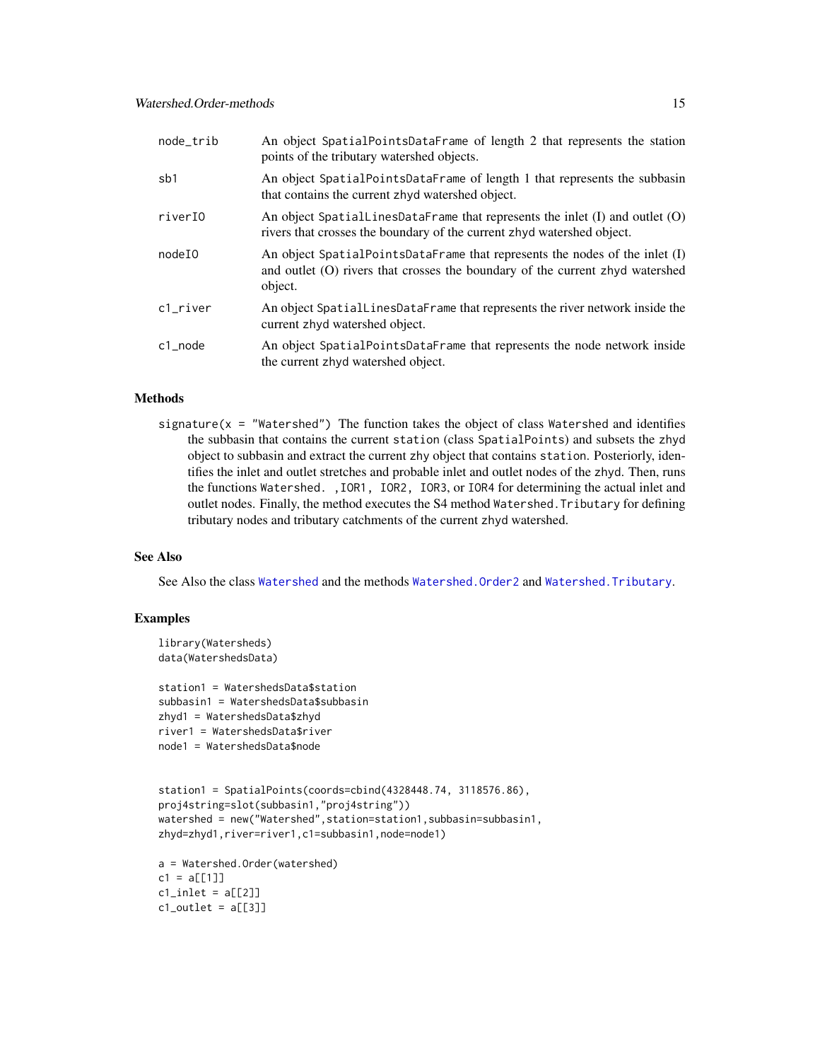| | |
|---|---|
| node_trib | An object SpatialPointsDataFrame of length 2 that represents the station points of the tributary watershed objects. |
| sb1 | An object SpatialPointsDataFrame of length 1 that represents the subbasin that contains the current zhyd watershed object. |
| riverIO | An object SpatialLinesDataFrame that represents the inlet (I) and outlet (O) rivers that crosses the boundary of the current zhyd watershed object. |
| nodeIO | An object SpatialPointsDataFrame that represents the nodes of the inlet (I) and outlet (O) rivers that crosses the boundary of the current zhyd watershed object. |
| c1_river | An object SpatialLinesDataFrame that represents the river network inside the current zhyd watershed object. |
| c1_node | An object SpatialPointsDataFrame that represents the node network inside the current zhyd watershed object. |

## Methods

signature(x = "Watershed") The function takes the object of class Watershed and identifies the subbasin that contains the current station (class SpatialPoints) and subsets the zhyd object to subbasin and extract the current zhy object that contains station. Posteriorly, identifies the inlet and outlet stretches and probable inlet and outlet nodes of the zhyd. Then, runs the functions Watershed. ,IOR1, IOR2, IOR3, or IOR4 for determining the actual inlet and outlet nodes. Finally, the method executes the S4 method Watershed.Tributary for defining tributary nodes and tributary catchments of the current zhyd watershed.

## See Also

See Also the class Watershed and the methods Watershed.Order2 and Watershed.Tributary.

## Examples

```
library(Watersheds)
data(WatershedsData)

station1 = WatershedsData$station
subbasin1 = WatershedsData$subbasin
zhyd1 = WatershedsData$zhyd
river1 = WatershedsData$river
node1 = WatershedsData$node


station1 = SpatialPoints(coords=cbind(4328448.74, 3118576.86),
proj4string=slot(subbasin1,"proj4string"))
watershed = new("Watershed",station=station1,subbasin=subbasin1,
zhyd=zhyd1,river=river1,c1=subbasin1,node=node1)

a = Watershed.Order(watershed)
c1 = a[[1]]
c1_inlet = a[[2]]
c1_outlet = a[[3]]
```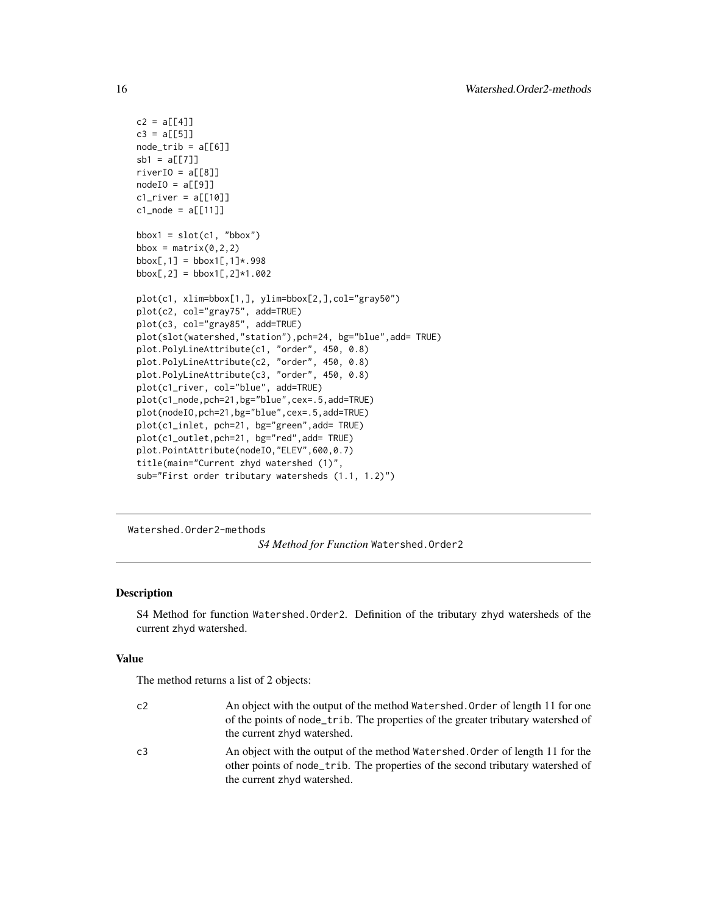```
c2 = a[[4]]
c3 = a[[5]]
node_trib = a[[6]]
sb1 = a[[7]]
riverIO = a[[8]]
nodeIO = a[[9]]
c1_river = a[[10]]
c1_node = a[[11]]

bbox1 = slot(c1, "bbox")
bbox = matrix(0,2,2)
bbox[,1] = bbox1[,1]*.998
bbox[,2] = bbox1[,2]*1.002

plot(c1, xlim=bbox[1,], ylim=bbox[2,],col="gray50")
plot(c2, col="gray75", add=TRUE)
plot(c3, col="gray85", add=TRUE)
plot(slot(watershed,"station"),pch=24, bg="blue",add= TRUE)
plot.PolyLineAttribute(c1, "order", 450, 0.8)
plot.PolyLineAttribute(c2, "order", 450, 0.8)
plot.PolyLineAttribute(c3, "order", 450, 0.8)
plot(c1_river, col="blue", add=TRUE)
plot(c1_node,pch=21,bg="blue",cex=.5,add=TRUE)
plot(nodeIO,pch=21,bg="blue",cex=.5,add=TRUE)
plot(c1_inlet, pch=21, bg="green",add= TRUE)
plot(c1_outlet,pch=21, bg="red",add= TRUE)
plot.PointAttribute(nodeIO,"ELEV",600,0.7)
title(main="Current zhyd watershed (1)",
sub="First order tributary watersheds (1.1, 1.2)")
```

---

## Watershed.Order2-methods &nbsp;&nbsp;&nbsp; *S4 Method for Function* `Watershed.Order2`

### Description

S4 Method for function `Watershed.Order2`. Definition of the tributary `zhyd` watersheds of the current `zhyd` watershed.

### Value

The method returns a list of 2 objects:

| | |
|---|---|
| c2 | An object with the output of the method `Watershed.Order` of length 11 for one of the points of `node_trib`. The properties of the greater tributary watershed of the current `zhyd` watershed. |
| c3 | An object with the output of the method `Watershed.Order` of length 11 for the other points of `node_trib`. The properties of the second tributary watershed of the current `zhyd` watershed. |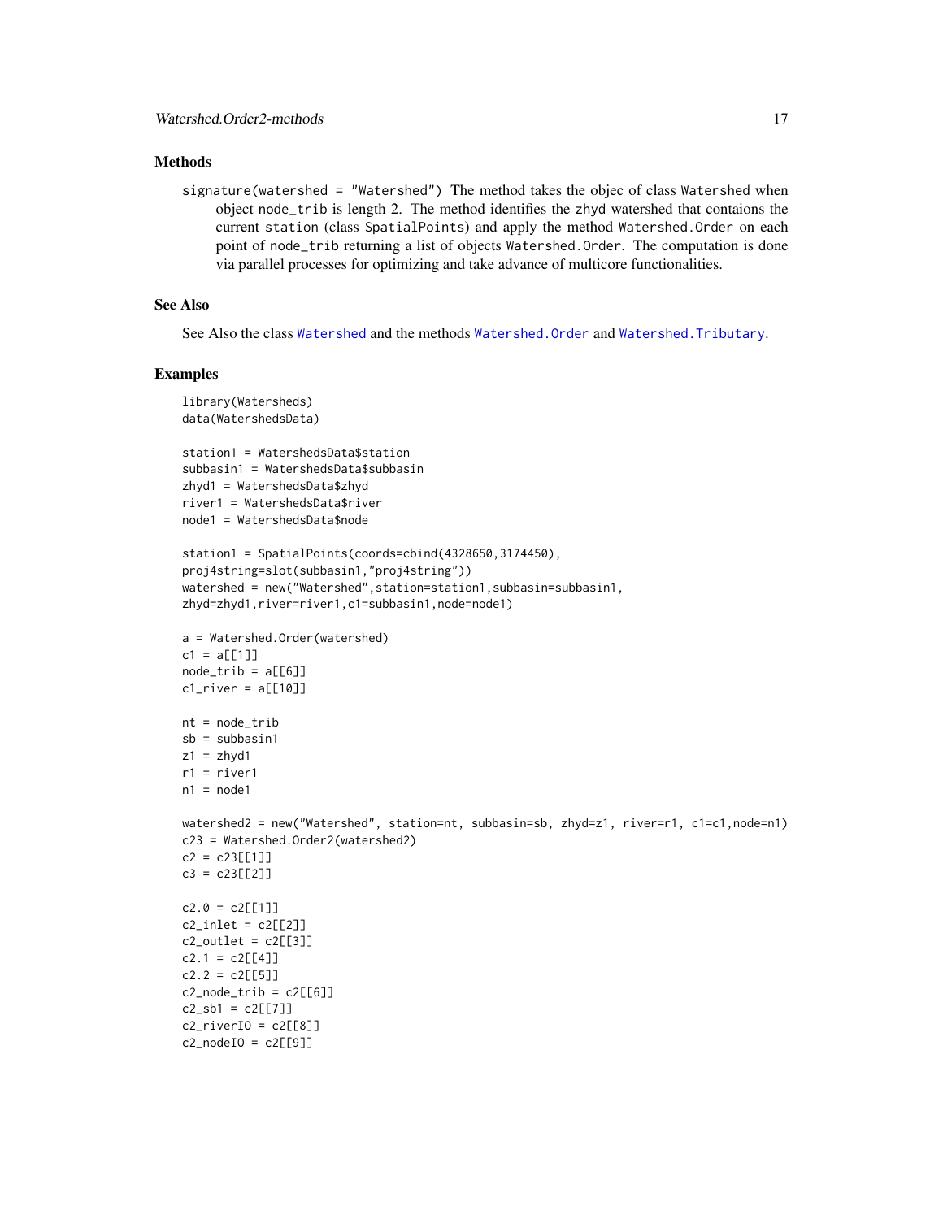## Methods

signature(watershed = "Watershed") The method takes the objec of class Watershed when object node_trib is length 2. The method identifies the zhyd watershed that contaions the current station (class SpatialPoints) and apply the method Watershed.Order on each point of node_trib returning a list of objects Watershed.Order. The computation is done via parallel processes for optimizing and take advance of multicore functionalities.

## See Also

See Also the class Watershed and the methods Watershed.Order and Watershed.Tributary.

## Examples

```
library(Watersheds)
data(WatershedsData)

station1 = WatershedsData$station
subbasin1 = WatershedsData$subbasin
zhyd1 = WatershedsData$zhyd
river1 = WatershedsData$river
node1 = WatershedsData$node

station1 = SpatialPoints(coords=cbind(4328650,3174450),
proj4string=slot(subbasin1,"proj4string"))
watershed = new("Watershed",station=station1,subbasin=subbasin1,
zhyd=zhyd1,river=river1,c1=subbasin1,node=node1)

a = Watershed.Order(watershed)
c1 = a[[1]]
node_trib = a[[6]]
c1_river = a[[10]]

nt = node_trib
sb = subbasin1
z1 = zhyd1
r1 = river1
n1 = node1

watershed2 = new("Watershed", station=nt, subbasin=sb, zhyd=z1, river=r1, c1=c1,node=n1)
c23 = Watershed.Order2(watershed2)
c2 = c23[[1]]
c3 = c23[[2]]

c2.0 = c2[[1]]
c2_inlet = c2[[2]]
c2_outlet = c2[[3]]
c2.1 = c2[[4]]
c2.2 = c2[[5]]
c2_node_trib = c2[[6]]
c2_sb1 = c2[[7]]
c2_riverIO = c2[[8]]
c2_nodeIO = c2[[9]]
```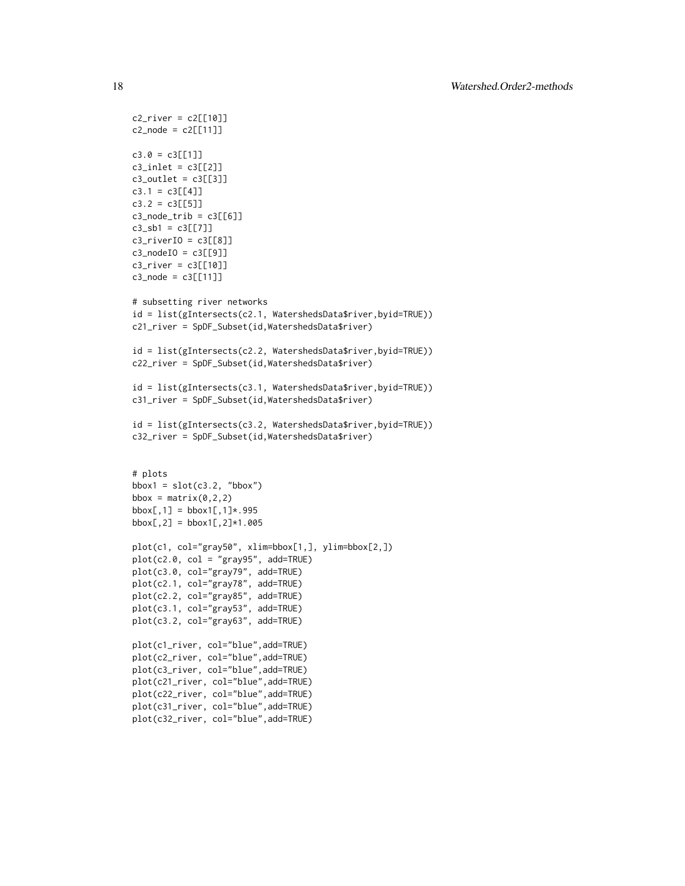```
c2_river = c2[[10]]
c2_node = c2[[11]]

c3.0 = c3[[1]]
c3_inlet = c3[[2]]
c3_outlet = c3[[3]]
c3.1 = c3[[4]]
c3.2 = c3[[5]]
c3_node_trib = c3[[6]]
c3_sb1 = c3[[7]]
c3_riverIO = c3[[8]]
c3_nodeIO = c3[[9]]
c3_river = c3[[10]]
c3_node = c3[[11]]

# subsetting river networks
id = list(gIntersects(c2.1, WatershedsData$river,byid=TRUE))
c21_river = SpDF_Subset(id,WatershedsData$river)

id = list(gIntersects(c2.2, WatershedsData$river,byid=TRUE))
c22_river = SpDF_Subset(id,WatershedsData$river)

id = list(gIntersects(c3.1, WatershedsData$river,byid=TRUE))
c31_river = SpDF_Subset(id,WatershedsData$river)

id = list(gIntersects(c3.2, WatershedsData$river,byid=TRUE))
c32_river = SpDF_Subset(id,WatershedsData$river)


# plots
bbox1 = slot(c3.2, "bbox")
bbox = matrix(0,2,2)
bbox[,1] = bbox1[,1]*.995
bbox[,2] = bbox1[,2]*1.005

plot(c1, col="gray50", xlim=bbox[1,], ylim=bbox[2,])
plot(c2.0, col = "gray95", add=TRUE)
plot(c3.0, col="gray79", add=TRUE)
plot(c2.1, col="gray78", add=TRUE)
plot(c2.2, col="gray85", add=TRUE)
plot(c3.1, col="gray53", add=TRUE)
plot(c3.2, col="gray63", add=TRUE)

plot(c1_river, col="blue",add=TRUE)
plot(c2_river, col="blue",add=TRUE)
plot(c3_river, col="blue",add=TRUE)
plot(c21_river, col="blue",add=TRUE)
plot(c22_river, col="blue",add=TRUE)
plot(c31_river, col="blue",add=TRUE)
plot(c32_river, col="blue",add=TRUE)
```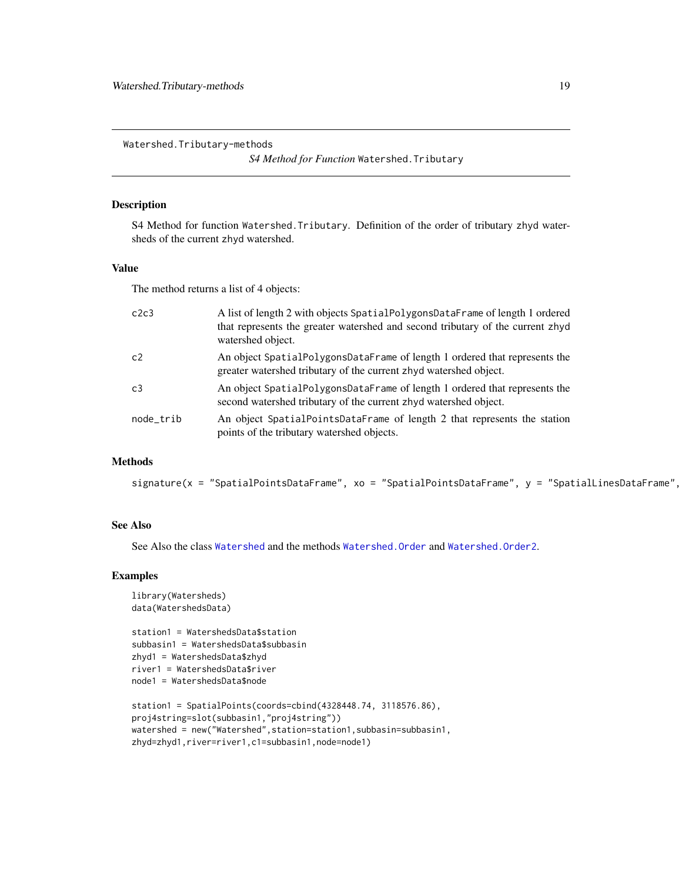Watershed.Tributary-methods

*S4 Method for Function* `Watershed.Tributary`

## Description

S4 Method for function `Watershed.Tributary`. Definition of the order of tributary zhyd watersheds of the current zhyd watershed.

## Value

The method returns a list of 4 objects:

| | |
|---|---|
| c2c3 | A list of length 2 with objects `SpatialPolygonsDataFrame` of length 1 ordered that represents the greater watershed and second tributary of the current zhyd watershed object. |
| c2 | An object `SpatialPolygonsDataFrame` of length 1 ordered that represents the greater watershed tributary of the current zhyd watershed object. |
| c3 | An object `SpatialPolygonsDataFrame` of length 1 ordered that represents the second watershed tributary of the current zhyd watershed object. |
| node_trib | An object `SpatialPointsDataFrame` of length 2 that represents the station points of the tributary watershed objects. |

## Methods

```
signature(x = "SpatialPointsDataFrame", xo = "SpatialPointsDataFrame", y = "SpatialLinesDataFrame",
```

## See Also

See Also the class `Watershed` and the methods `Watershed.Order` and `Watershed.Order2`.

## Examples

```
library(Watersheds)
data(WatershedsData)

station1 = WatershedsData$station
subbasin1 = WatershedsData$subbasin
zhyd1 = WatershedsData$zhyd
river1 = WatershedsData$river
node1 = WatershedsData$node

station1 = SpatialPoints(coords=cbind(4328448.74, 3118576.86),
proj4string=slot(subbasin1,"proj4string"))
watershed = new("Watershed",station=station1,subbasin=subbasin1,
zhyd=zhyd1,river=river1,c1=subbasin1,node=node1)
```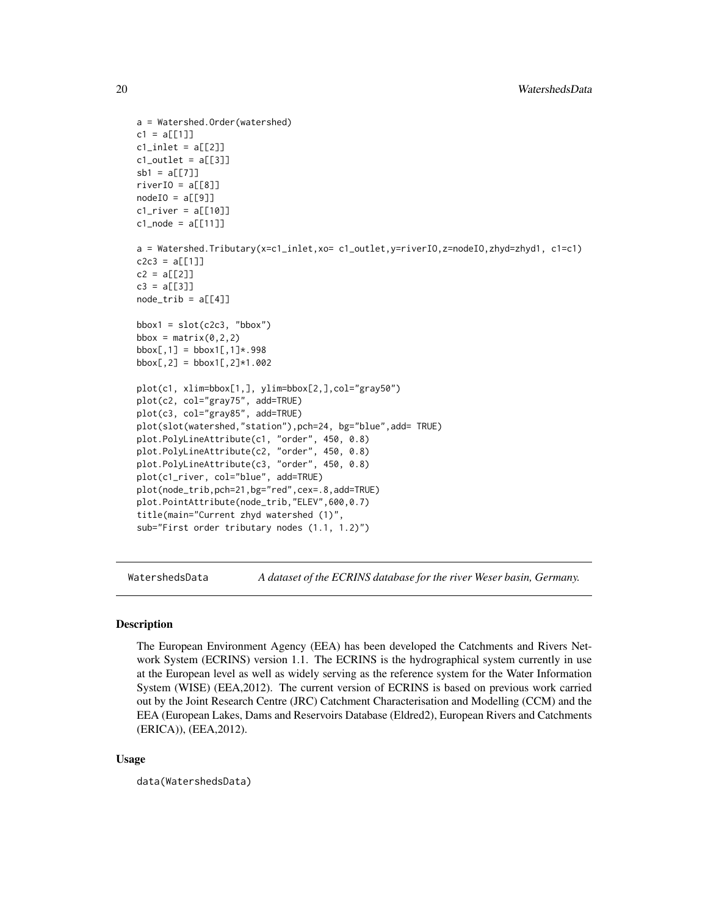```
a = Watershed.Order(watershed)
c1 = a[[1]]
c1_inlet = a[[2]]
c1_outlet = a[[3]]
sb1 = a[[7]]
riverIO = a[[8]]
nodeIO = a[[9]]
c1_river = a[[10]]
c1_node = a[[11]]

a = Watershed.Tributary(x=c1_inlet,xo= c1_outlet,y=riverIO,z=nodeIO,zhyd=zhyd1, c1=c1)
c2c3 = a[[1]]
c2 = a[[2]]
c3 = a[[3]]
node_trib = a[[4]]

bbox1 = slot(c2c3, "bbox")
bbox = matrix(0,2,2)
bbox[,1] = bbox1[,1]*.998
bbox[,2] = bbox1[,2]*1.002

plot(c1, xlim=bbox[1,], ylim=bbox[2,],col="gray50")
plot(c2, col="gray75", add=TRUE)
plot(c3, col="gray85", add=TRUE)
plot(slot(watershed,"station"),pch=24, bg="blue",add= TRUE)
plot.PolyLineAttribute(c1, "order", 450, 0.8)
plot.PolyLineAttribute(c2, "order", 450, 0.8)
plot.PolyLineAttribute(c3, "order", 450, 0.8)
plot(c1_river, col="blue", add=TRUE)
plot(node_trib,pch=21,bg="red",cex=.8,add=TRUE)
plot.PointAttribute(node_trib,"ELEV",600,0.7)
title(main="Current zhyd watershed (1)",
sub="First order tributary nodes (1.1, 1.2)")
```

---

## WatershedsData — *A dataset of the ECRINS database for the river Weser basin, Germany.*

---

### Description

The European Environment Agency (EEA) has been developed the Catchments and Rivers Network System (ECRINS) version 1.1. The ECRINS is the hydrographical system currently in use at the European level as well as widely serving as the reference system for the Water Information System (WISE) (EEA,2012). The current version of ECRINS is based on previous work carried out by the Joint Research Centre (JRC) Catchment Characterisation and Modelling (CCM) and the EEA (European Lakes, Dams and Reservoirs Database (Eldred2), European Rivers and Catchments (ERICA)), (EEA,2012).

### Usage

```
data(WatershedsData)
```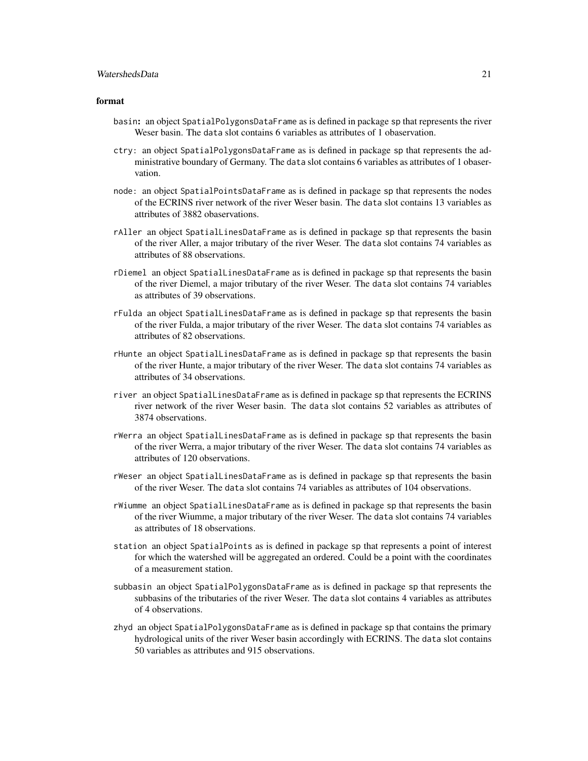### format

- `basin`: an object `SpatialPolygonsDataFrame` as is defined in package `sp` that represents the river Weser basin. The `data` slot contains 6 variables as attributes of 1 obaservation.
- `ctry`: an object `SpatialPolygonsDataFrame` as is defined in package `sp` that represents the administrative boundary of Germany. The `data` slot contains 6 variables as attributes of 1 obaservation.
- `node`: an object `SpatialPointsDataFrame` as is defined in package `sp` that represents the nodes of the ECRINS river network of the river Weser basin. The `data` slot contains 13 variables as attributes of 3882 obaservations.
- `rAller` an object `SpatialLinesDataFrame` as is defined in package `sp` that represents the basin of the river Aller, a major tributary of the river Weser. The `data` slot contains 74 variables as attributes of 88 observations.
- `rDiemel` an object `SpatialLinesDataFrame` as is defined in package `sp` that represents the basin of the river Diemel, a major tributary of the river Weser. The `data` slot contains 74 variables as attributes of 39 observations.
- `rFulda` an object `SpatialLinesDataFrame` as is defined in package `sp` that represents the basin of the river Fulda, a major tributary of the river Weser. The `data` slot contains 74 variables as attributes of 82 observations.
- `rHunte` an object `SpatialLinesDataFrame` as is defined in package `sp` that represents the basin of the river Hunte, a major tributary of the river Weser. The `data` slot contains 74 variables as attributes of 34 observations.
- `river` an object `SpatialLinesDataFrame` as is defined in package `sp` that represents the ECRINS river network of the river Weser basin. The `data` slot contains 52 variables as attributes of 3874 observations.
- `rWerra` an object `SpatialLinesDataFrame` as is defined in package `sp` that represents the basin of the river Werra, a major tributary of the river Weser. The `data` slot contains 74 variables as attributes of 120 observations.
- `rWeser` an object `SpatialLinesDataFrame` as is defined in package `sp` that represents the basin of the river Weser. The `data` slot contains 74 variables as attributes of 104 observations.
- `rWiumme` an object `SpatialLinesDataFrame` as is defined in package `sp` that represents the basin of the river Wiumme, a major tributary of the river Weser. The `data` slot contains 74 variables as attributes of 18 observations.
- `station` an object `SpatialPoints` as is defined in package `sp` that represents a point of interest for which the watershed will be aggregated an ordered. Could be a point with the coordinates of a measurement station.
- `subbasin` an object `SpatialPolygonsDataFrame` as is defined in package `sp` that represents the subbasins of the tributaries of the river Weser. The `data` slot contains 4 variables as attributes of 4 observations.
- `zhyd` an object `SpatialPolygonsDataFrame` as is defined in package `sp` that contains the primary hydrological units of the river Weser basin accordingly with ECRINS. The `data` slot contains 50 variables as attributes and 915 observations.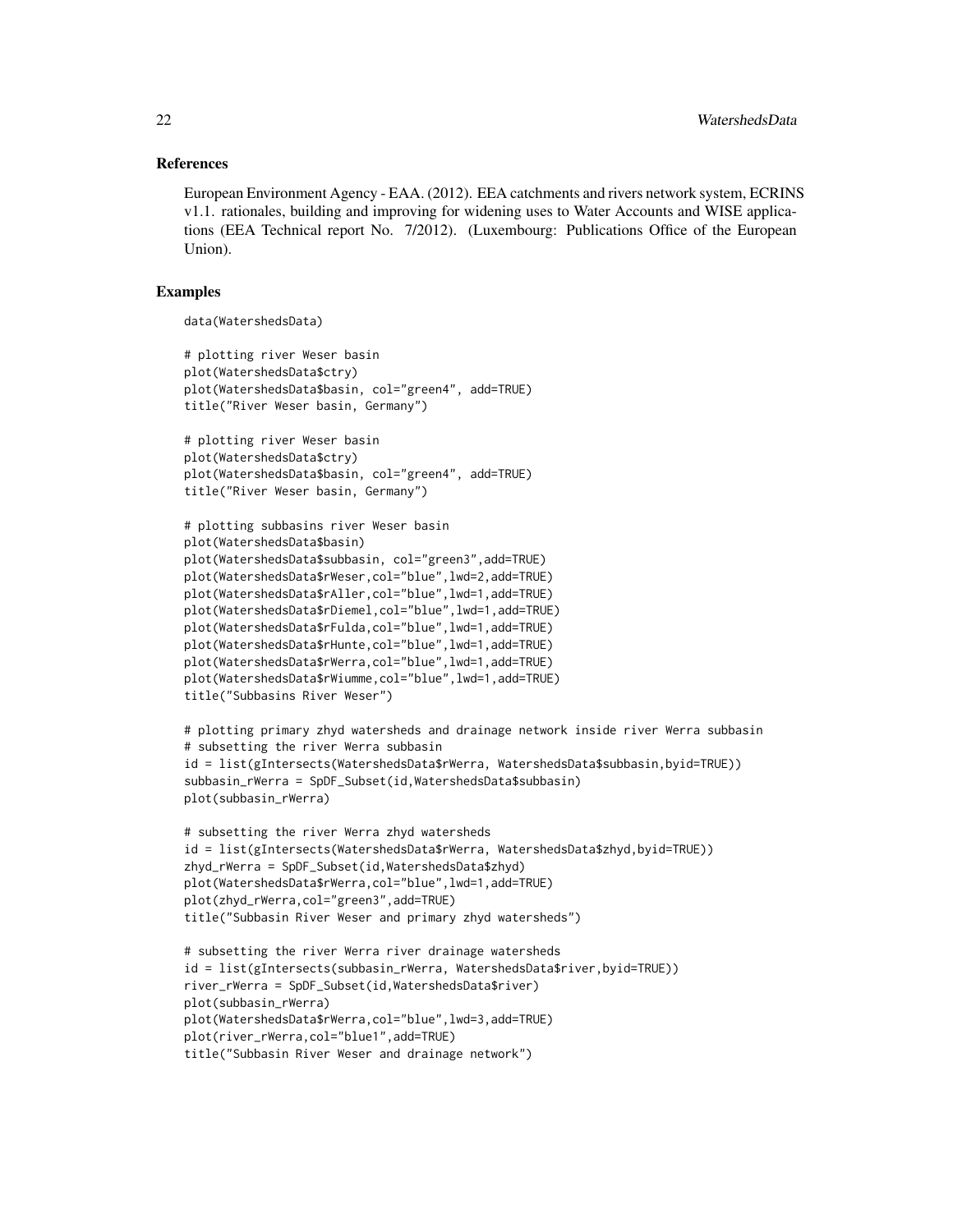## References

European Environment Agency - EAA. (2012). EEA catchments and rivers network system, ECRINS v1.1. rationales, building and improving for widening uses to Water Accounts and WISE applications (EEA Technical report No. 7/2012). (Luxembourg: Publications Office of the European Union).

## Examples

```
data(WatershedsData)

# plotting river Weser basin
plot(WatershedsData$ctry)
plot(WatershedsData$basin, col="green4", add=TRUE)
title("River Weser basin, Germany")

# plotting river Weser basin
plot(WatershedsData$ctry)
plot(WatershedsData$basin, col="green4", add=TRUE)
title("River Weser basin, Germany")

# plotting subbasins river Weser basin
plot(WatershedsData$basin)
plot(WatershedsData$subbasin, col="green3",add=TRUE)
plot(WatershedsData$rWeser,col="blue",lwd=2,add=TRUE)
plot(WatershedsData$rAller,col="blue",lwd=1,add=TRUE)
plot(WatershedsData$rDiemel,col="blue",lwd=1,add=TRUE)
plot(WatershedsData$rFulda,col="blue",lwd=1,add=TRUE)
plot(WatershedsData$rHunte,col="blue",lwd=1,add=TRUE)
plot(WatershedsData$rWerra,col="blue",lwd=1,add=TRUE)
plot(WatershedsData$rWiumme,col="blue",lwd=1,add=TRUE)
title("Subbasins River Weser")

# plotting primary zhyd watersheds and drainage network inside river Werra subbasin
# subsetting the river Werra subbasin
id = list(gIntersects(WatershedsData$rWerra, WatershedsData$subbasin,byid=TRUE))
subbasin_rWerra = SpDF_Subset(id,WatershedsData$subbasin)
plot(subbasin_rWerra)

# subsetting the river Werra zhyd watersheds
id = list(gIntersects(WatershedsData$rWerra, WatershedsData$zhyd,byid=TRUE))
zhyd_rWerra = SpDF_Subset(id,WatershedsData$zhyd)
plot(WatershedsData$rWerra,col="blue",lwd=1,add=TRUE)
plot(zhyd_rWerra,col="green3",add=TRUE)
title("Subbasin River Weser and primary zhyd watersheds")

# subsetting the river Werra river drainage watersheds
id = list(gIntersects(subbasin_rWerra, WatershedsData$river,byid=TRUE))
river_rWerra = SpDF_Subset(id,WatershedsData$river)
plot(subbasin_rWerra)
plot(WatershedsData$rWerra,col="blue",lwd=3,add=TRUE)
plot(river_rWerra,col="blue1",add=TRUE)
title("Subbasin River Weser and drainage network")
```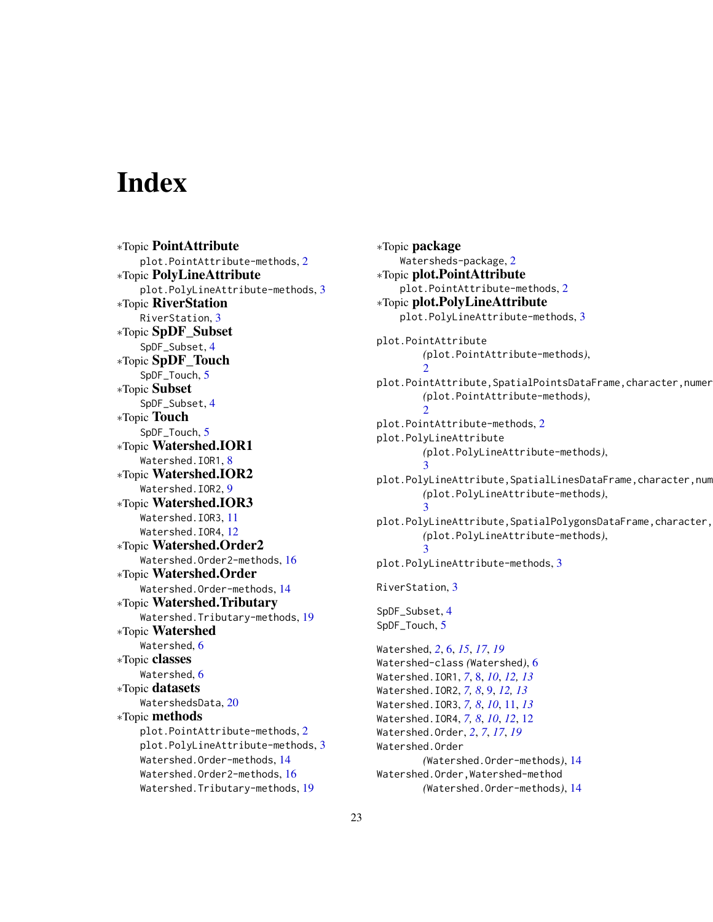# Index

∗Topic **PointAttribute**
 plot.PointAttribute-methods, 2
∗Topic **PolyLineAttribute**
 plot.PolyLineAttribute-methods, 3
∗Topic **RiverStation**
 RiverStation, 3
∗Topic **SpDF_Subset**
 SpDF_Subset, 4
∗Topic **SpDF_Touch**
 SpDF_Touch, 5
∗Topic **Subset**
 SpDF_Subset, 4
∗Topic **Touch**
 SpDF_Touch, 5
∗Topic **Watershed.IOR1**
 Watershed.IOR1, 8
∗Topic **Watershed.IOR2**
 Watershed.IOR2, 9
∗Topic **Watershed.IOR3**
 Watershed.IOR3, 11
 Watershed.IOR4, 12
∗Topic **Watershed.Order2**
 Watershed.Order2-methods, 16
∗Topic **Watershed.Order**
 Watershed.Order-methods, 14
∗Topic **Watershed.Tributary**
 Watershed.Tributary-methods, 19
∗Topic **Watershed**
 Watershed, 6
∗Topic **classes**
 Watershed, 6
∗Topic **datasets**
 WatershedsData, 20
∗Topic **methods**
 plot.PointAttribute-methods, 2
 plot.PolyLineAttribute-methods, 3
 Watershed.Order-methods, 14
 Watershed.Order2-methods, 16
 Watershed.Tributary-methods, 19
∗Topic **package**
 Watersheds-package, 2
∗Topic **plot.PointAttribute**
 plot.PointAttribute-methods, 2
∗Topic **plot.PolyLineAttribute**
 plot.PolyLineAttribute-methods, 3

plot.PointAttribute
  *(*plot.PointAttribute-methods*)*, 2
plot.PointAttribute,SpatialPointsDataFrame,character,numer
  *(*plot.PointAttribute-methods*)*, 2
plot.PointAttribute-methods, 2
plot.PolyLineAttribute
  *(*plot.PolyLineAttribute-methods*)*, 3
plot.PolyLineAttribute,SpatialLinesDataFrame,character,num
  *(*plot.PolyLineAttribute-methods*)*, 3
plot.PolyLineAttribute,SpatialPolygonsDataFrame,character,
  *(*plot.PolyLineAttribute-methods*)*, 3
plot.PolyLineAttribute-methods, 3

RiverStation, 3

SpDF_Subset, 4
SpDF_Touch, 5

Watershed, *2*, 6, *15*, *17*, *19*
Watershed-class *(*Watershed*)*, 6
Watershed.IOR1, *7*, 8, *10*, *12, 13*
Watershed.IOR2, *7, 8*, 9, *12, 13*
Watershed.IOR3, *7, 8*, *10*, 11, *13*
Watershed.IOR4, *7, 8*, *10*, *12*, 12
Watershed.Order, *2*, *7*, *17*, *19*
Watershed.Order
  *(*Watershed.Order-methods*)*, 14
Watershed.Order,Watershed-method
  *(*Watershed.Order-methods*)*, 14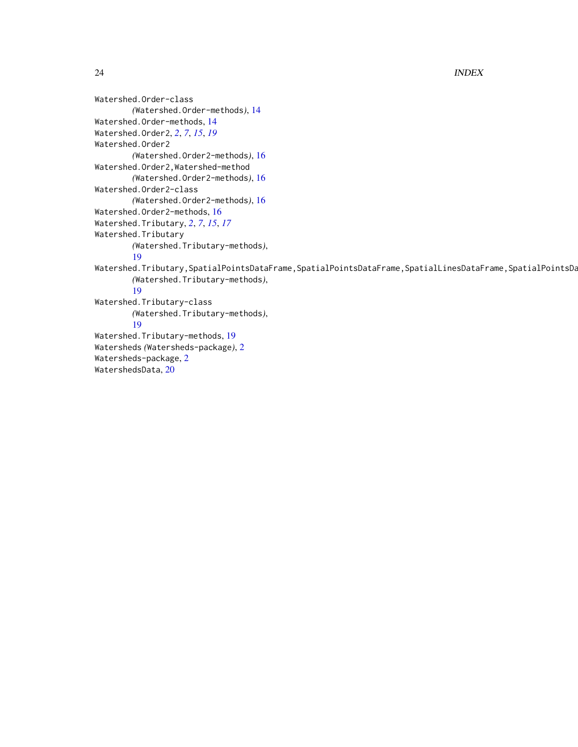Watershed.Order-class  
    *(*Watershed.Order-methods*)*, 14  
Watershed.Order-methods, 14  
Watershed.Order2, *2*, *7*, *15*, *19*  
Watershed.Order2  
    *(*Watershed.Order2-methods*)*, 16  
Watershed.Order2,Watershed-method  
    *(*Watershed.Order2-methods*)*, 16  
Watershed.Order2-class  
    *(*Watershed.Order2-methods*)*, 16  
Watershed.Order2-methods, 16  
Watershed.Tributary, *2*, *7*, *15*, *17*  
Watershed.Tributary  
    *(*Watershed.Tributary-methods*)*,  
    19  
Watershed.Tributary,SpatialPointsDataFrame,SpatialPointsDataFrame,SpatialLinesDataFrame,SpatialPointsDa  
    *(*Watershed.Tributary-methods*)*,  
    19  
Watershed.Tributary-class  
    *(*Watershed.Tributary-methods*)*,  
    19  
Watershed.Tributary-methods, 19  
Watersheds *(*Watersheds-package*)*, 2  
Watersheds-package, 2  
WatershedsData, 20